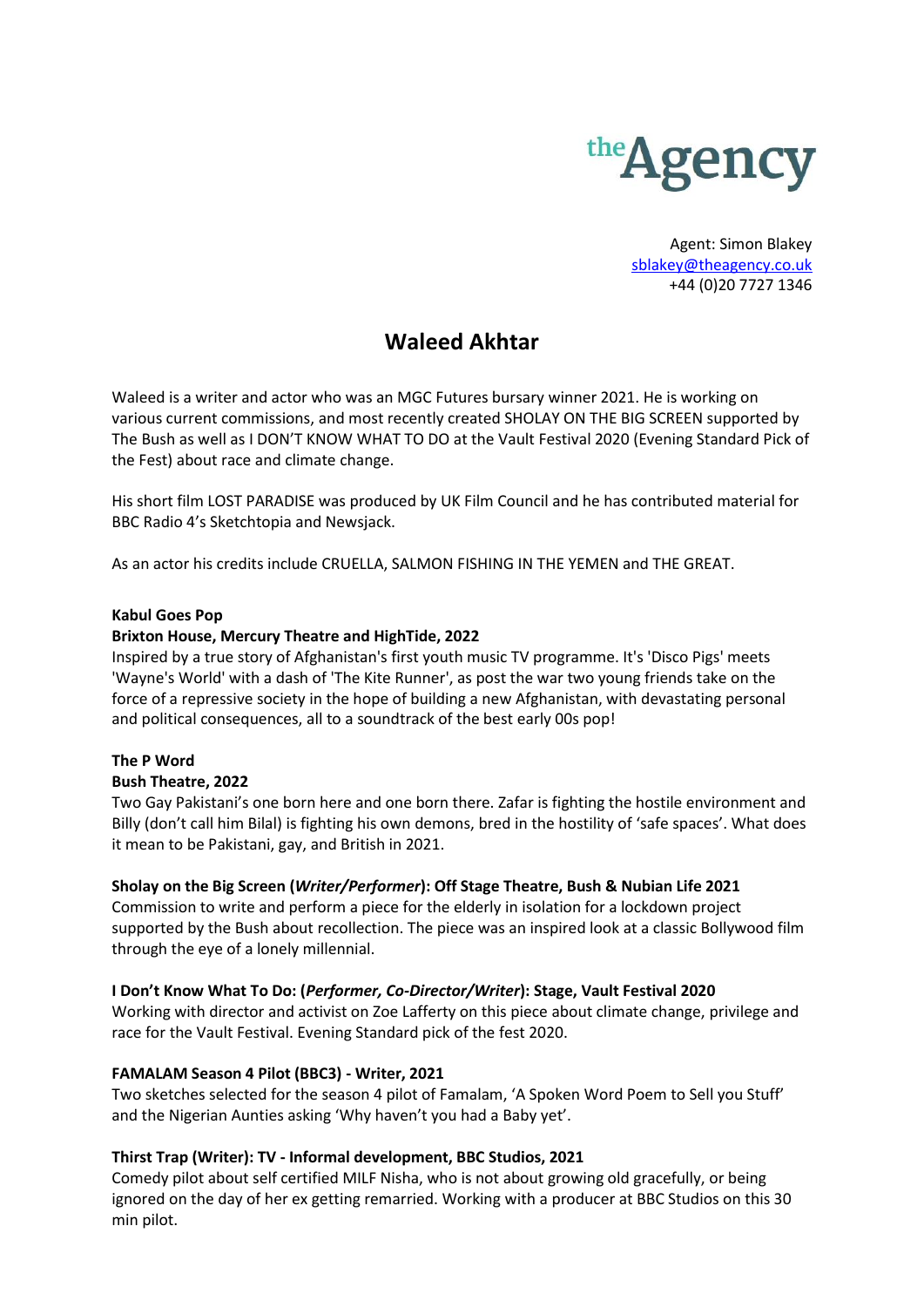theAgency

Agent: Simon Blakey
sblakey@theagency.co.uk
+44 (0)20 7727 1346

# Waleed Akhtar

Waleed is a writer and actor who was an MGC Futures bursary winner 2021. He is working on various current commissions, and most recently created SHOLAY ON THE BIG SCREEN supported by The Bush as well as I DON'T KNOW WHAT TO DO at the Vault Festival 2020 (Evening Standard Pick of the Fest) about race and climate change.

His short film LOST PARADISE was produced by UK Film Council and he has contributed material for BBC Radio 4's Sketchtopia and Newsjack.

As an actor his credits include CRUELLA, SALMON FISHING IN THE YEMEN and THE GREAT.

**Kabul Goes Pop**
**Brixton House, Mercury Theatre and HighTide, 2022**
Inspired by a true story of Afghanistan's first youth music TV programme. It's 'Disco Pigs' meets 'Wayne's World' with a dash of 'The Kite Runner', as post the war two young friends take on the force of a repressive society in the hope of building a new Afghanistan, with devastating personal and political consequences, all to a soundtrack of the best early 00s pop!

**The P Word**
**Bush Theatre, 2022**
Two Gay Pakistani's one born here and one born there. Zafar is fighting the hostile environment and Billy (don't call him Bilal) is fighting his own demons, bred in the hostility of 'safe spaces'. What does it mean to be Pakistani, gay, and British in 2021.

**Sholay on the Big Screen (*Writer/Performer*): Off Stage Theatre, Bush & Nubian Life 2021**
Commission to write and perform a piece for the elderly in isolation for a lockdown project supported by the Bush about recollection. The piece was an inspired look at a classic Bollywood film through the eye of a lonely millennial.

**I Don't Know What To Do: (*Performer, Co-Director/Writer*): Stage, Vault Festival 2020**
Working with director and activist on Zoe Lafferty on this piece about climate change, privilege and race for the Vault Festival. Evening Standard pick of the fest 2020.

**FAMALAM Season 4 Pilot (BBC3) - Writer, 2021**
Two sketches selected for the season 4 pilot of Famalam, 'A Spoken Word Poem to Sell you Stuff' and the Nigerian Aunties asking 'Why haven't you had a Baby yet'.

**Thirst Trap (Writer): TV - Informal development, BBC Studios, 2021**
Comedy pilot about self certified MILF Nisha, who is not about growing old gracefully, or being ignored on the day of her ex getting remarried. Working with a producer at BBC Studios on this 30 min pilot.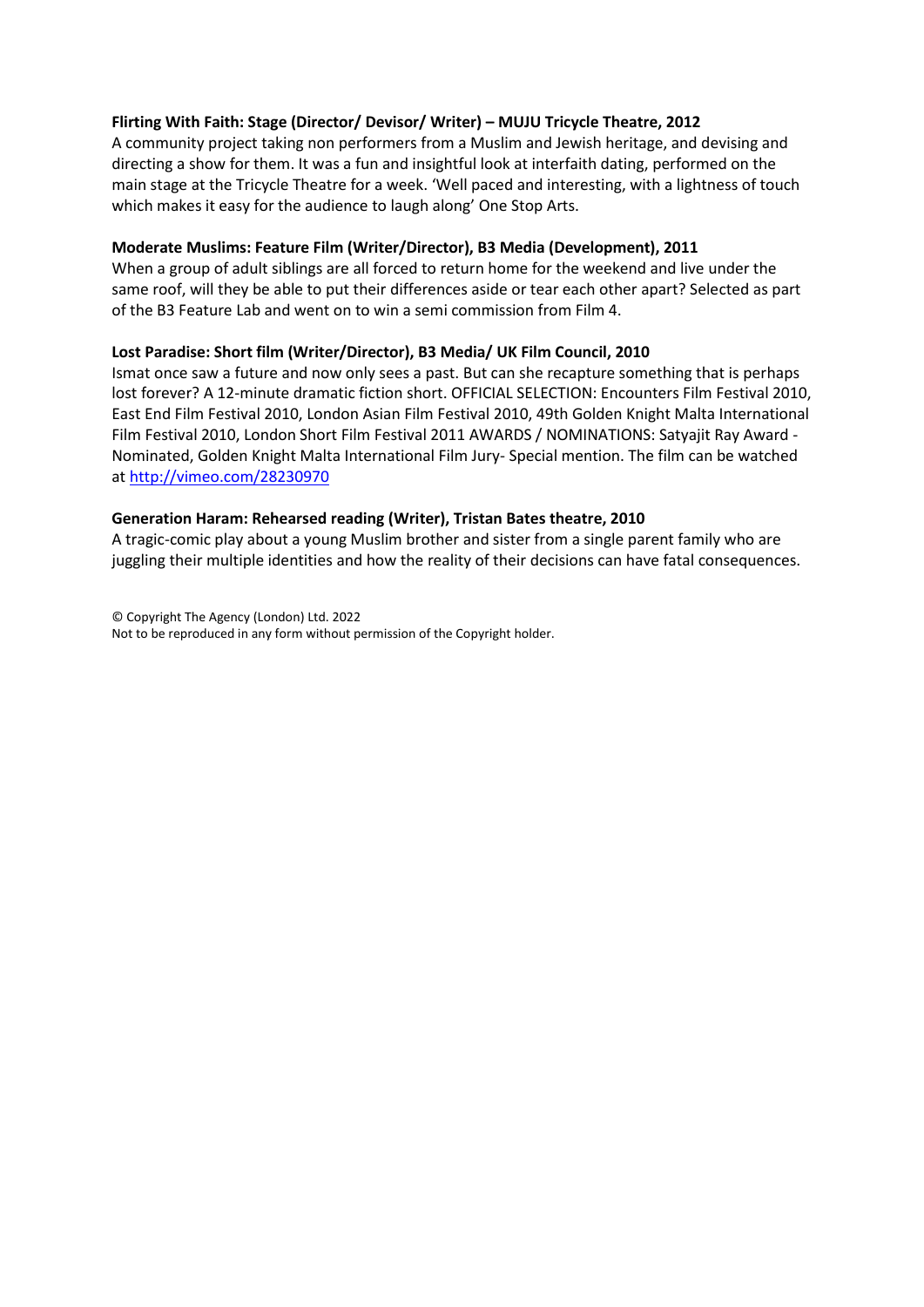**Flirting With Faith: Stage (Director/ Devisor/ Writer) – MUJU Tricycle Theatre, 2012**
A community project taking non performers from a Muslim and Jewish heritage, and devising and directing a show for them. It was a fun and insightful look at interfaith dating, performed on the main stage at the Tricycle Theatre for a week. 'Well paced and interesting, with a lightness of touch which makes it easy for the audience to laugh along' One Stop Arts.

**Moderate Muslims: Feature Film (Writer/Director), B3 Media (Development), 2011**
When a group of adult siblings are all forced to return home for the weekend and live under the same roof, will they be able to put their differences aside or tear each other apart? Selected as part of the B3 Feature Lab and went on to win a semi commission from Film 4.

**Lost Paradise: Short film (Writer/Director), B3 Media/ UK Film Council, 2010**
Ismat once saw a future and now only sees a past. But can she recapture something that is perhaps lost forever? A 12-minute dramatic fiction short. OFFICIAL SELECTION: Encounters Film Festival 2010, East End Film Festival 2010, London Asian Film Festival 2010, 49th Golden Knight Malta International Film Festival 2010, London Short Film Festival 2011 AWARDS / NOMINATIONS: Satyajit Ray Award - Nominated, Golden Knight Malta International Film Jury- Special mention. The film can be watched at [http://vimeo.com/28230970](http://vimeo.com/28230970)

**Generation Haram: Rehearsed reading (Writer), Tristan Bates theatre, 2010**
A tragic-comic play about a young Muslim brother and sister from a single parent family who are juggling their multiple identities and how the reality of their decisions can have fatal consequences.

© Copyright The Agency (London) Ltd. 2022
Not to be reproduced in any form without permission of the Copyright holder.